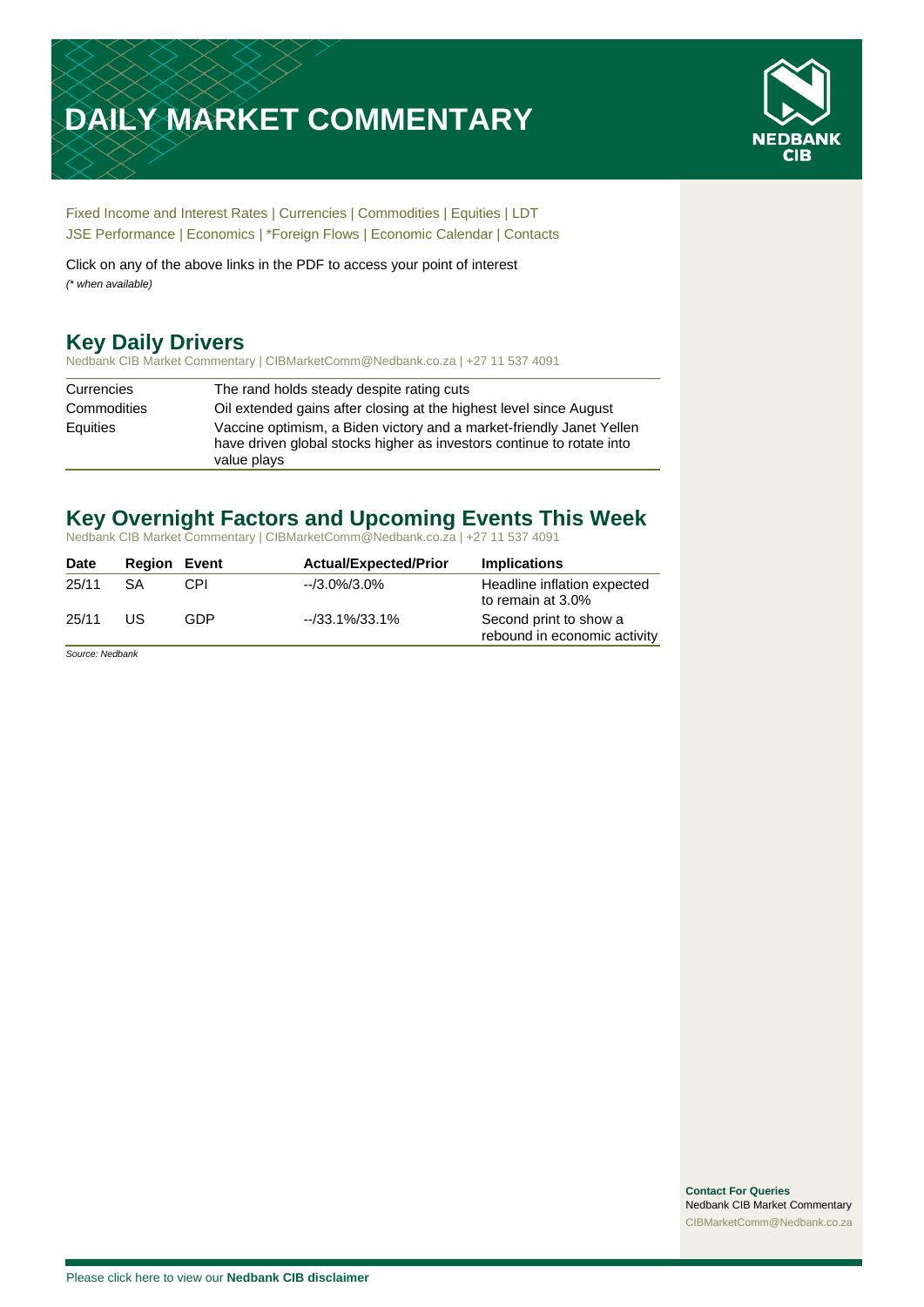# DAILY MARKET COMMENTARY

NEDBANK CIB

Fixed Income and Interest Rates | Currencies | Commodities | Equities | LDT
JSE Performance | Economics | *Foreign Flows | Economic Calendar | Contacts

Click on any of the above links in the PDF to access your point of interest
*(* when available)*

## Key Daily Drivers

Nedbank CIB Market Commentary | CIBMarketComm@Nedbank.co.za | +27 11 537 4091

| | |
|---|---|
| Currencies | The rand holds steady despite rating cuts |
| Commodities | Oil extended gains after closing at the highest level since August |
| Equities | Vaccine optimism, a Biden victory and a market-friendly Janet Yellen have driven global stocks higher as investors continue to rotate into value plays |

## Key Overnight Factors and Upcoming Events This Week

Nedbank CIB Market Commentary | CIBMarketComm@Nedbank.co.za | +27 11 537 4091

| Date | Region | Event | Actual/Expected/Prior | Implications |
|---|---|---|---|---|
| 25/11 | SA | CPI | --/3.0%/3.0% | Headline inflation expected to remain at 3.0% |
| 25/11 | US | GDP | --/33.1%/33.1% | Second print to show a rebound in economic activity |

*Source: Nedbank*

**Contact For Queries**
Nedbank CIB Market Commentary
CIBMarketComm@Nedbank.co.za

Please click here to view our **Nedbank CIB disclaimer**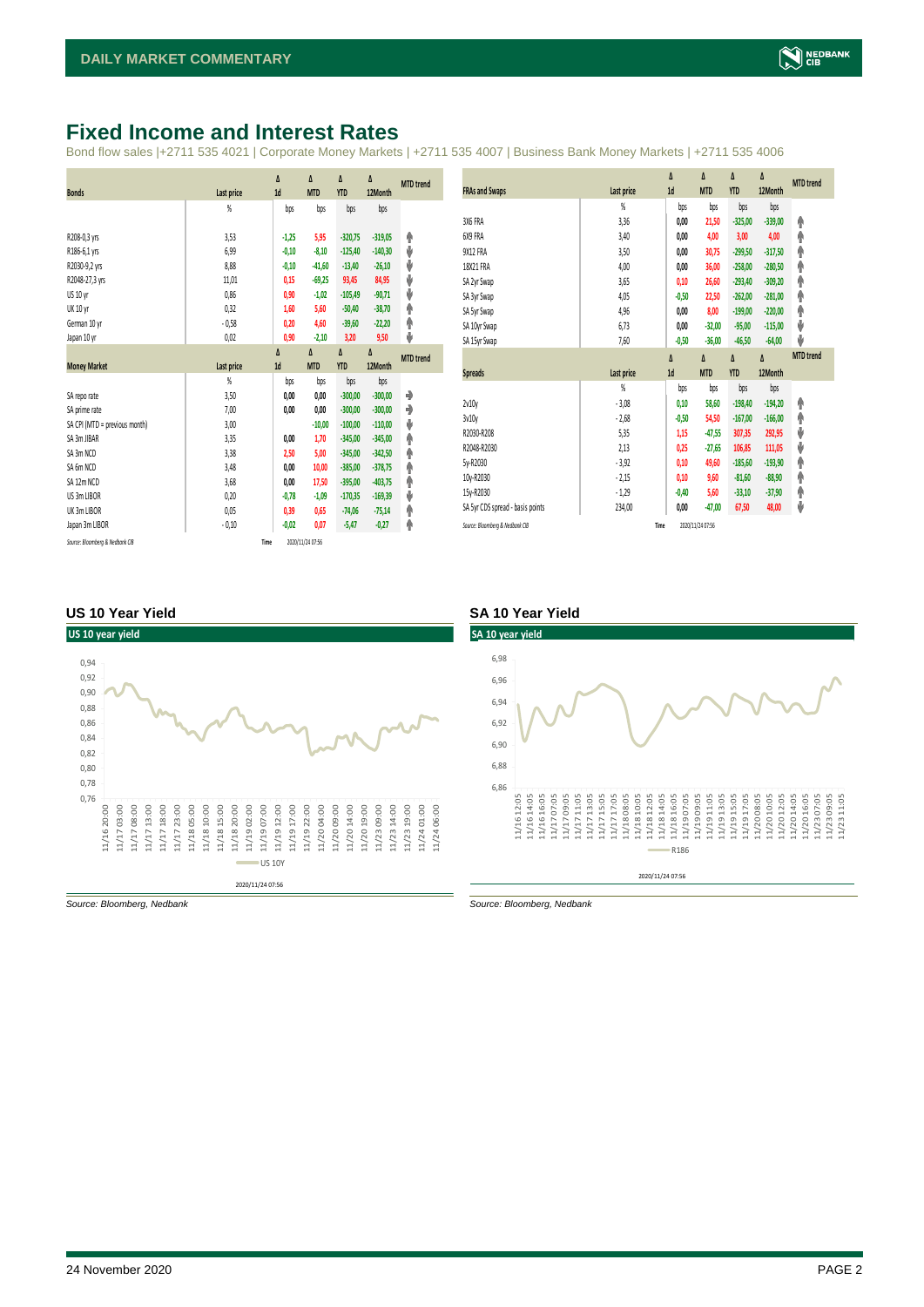# Fixed Income and Interest Rates

Bond flow sales |+2711 535 4021 | Corporate Money Markets | +2711 535 4007 | Business Bank Money Markets | +2711 535 4006

| Bonds | Last price | Δ 1d | Δ MTD | Δ YTD | Δ 12Month | MTD trend |
|---|---|---|---|---|---|---|
| | % | bps | bps | bps | bps | |
| R208-0,3 yrs | 3,53 | -1,25 | 5,95 | -320,75 | -319,05 | ↑ |
| R186-6,1 yrs | 6,99 | -0,10 | -8,10 | -125,40 | -140,30 | ↓ |
| R2030-9,2 yrs | 8,88 | -0,10 | -41,60 | -13,40 | -26,10 | ↓ |
| R2048-27,3 yrs | 11,01 | 0,15 | -69,25 | 93,45 | 84,95 | ↓ |
| US 10 yr | 0,86 | 0,90 | -1,02 | -105,49 | -90,71 | ↓ |
| UK 10 yr | 0,32 | 1,60 | 5,60 | -50,40 | -38,70 | ↑ |
| German 10 yr | -0,58 | 0,20 | 4,60 | -39,60 | -22,20 | ↑ |
| Japan 10 yr | 0,02 | 0,90 | -2,10 | 3,20 | 9,50 | ↓ |

| Money Market | Last price | Δ 1d | Δ MTD | Δ YTD | Δ 12Month | MTD trend |
|---|---|---|---|---|---|---|
| | % | bps | bps | bps | bps | |
| SA repo rate | 3,50 | 0,00 | 0,00 | -300,00 | -300,00 | → |
| SA prime rate | 7,00 | 0,00 | 0,00 | -300,00 | -300,00 | → |
| SA CPI (MTD = previous month) | 3,00 | | -10,00 | -100,00 | -110,00 | ↓ |
| SA 3m JIBAR | 3,35 | 0,00 | 1,70 | -345,00 | -345,00 | ↑ |
| SA 3m NCD | 3,38 | 2,50 | 5,00 | -345,00 | -342,50 | ↑ |
| SA 6m NCD | 3,48 | 0,00 | 10,00 | -385,00 | -378,75 | ↑ |
| SA 12m NCD | 3,68 | 0,00 | 17,50 | -395,00 | -403,75 | ↑ |
| US 3m LIBOR | 0,20 | -0,78 | -1,09 | -170,35 | -169,39 | ↓ |
| UK 3m LIBOR | 0,05 | 0,39 | 0,65 | -74,06 | -75,14 | ↑ |
| Japan 3m LIBOR | -0,10 | -0,02 | 0,07 | -5,47 | -0,27 | ↑ |

Source: Bloomberg & Nedbank CIB    Time 2020/11/24 07:56

| FRAs and Swaps | Last price | Δ 1d | Δ MTD | Δ YTD | Δ 12Month | MTD trend |
|---|---|---|---|---|---|---|
| | % | bps | bps | bps | bps | |
| 3X6 FRA | 3,36 | 0,00 | 21,50 | -325,00 | -339,00 | ↑ |
| 6X9 FRA | 3,40 | 0,00 | 4,00 | 3,00 | 4,00 | ↑ |
| 9X12 FRA | 3,50 | 0,00 | 30,75 | -299,50 | -317,50 | ↑ |
| 18X21 FRA | 4,00 | 0,00 | 36,00 | -258,00 | -280,50 | ↑ |
| SA 2yr Swap | 3,65 | 0,10 | 26,60 | -293,40 | -309,20 | ↑ |
| SA 3yr Swap | 4,05 | -0,50 | 22,50 | -262,00 | -281,00 | ↑ |
| SA 5yr Swap | 4,96 | 0,00 | 8,00 | -199,00 | -220,00 | ↑ |
| SA 10yr Swap | 6,73 | 0,00 | -32,00 | -95,00 | -115,00 | ↓ |
| SA 15yr Swap | 7,60 | -0,50 | -36,00 | -46,50 | -64,00 | ↓ |

| Spreads | Last price | Δ 1d | Δ MTD | Δ YTD | Δ 12Month | MTD trend |
|---|---|---|---|---|---|---|
| | % | bps | bps | bps | bps | |
| 2v10y | -3,08 | 0,10 | 58,60 | -198,40 | -194,20 | ↑ |
| 3v10y | -2,68 | -0,50 | 54,50 | -167,00 | -166,00 | ↑ |
| R2030-R208 | 5,35 | 1,15 | -47,55 | 307,35 | 292,95 | ↓ |
| R2048-R2030 | 2,13 | 0,25 | -27,65 | 106,85 | 111,05 | ↓ |
| 5y-R2030 | -3,92 | 0,10 | 49,60 | -185,60 | -193,90 | ↑ |
| 10y-R2030 | -2,15 | 0,10 | 9,60 | -81,60 | -88,90 | ↑ |
| 15y-R2030 | -1,29 | -0,40 | 5,60 | -33,10 | -37,90 | ↑ |
| SA 5yr CDS spread - basis points | 234,00 | 0,00 | -47,00 | 67,50 | 48,00 | ↓ |

Source: Bloomberg & Nedbank CIB    Time 2020/11/24 07:56

## US 10 Year Yield

US 10 year yield

US 10Y

2020/11/24 07:56

Source: Bloomberg, Nedbank

## SA 10 Year Yield

SA 10 year yield

R186

2020/11/24 07:56

Source: Bloomberg, Nedbank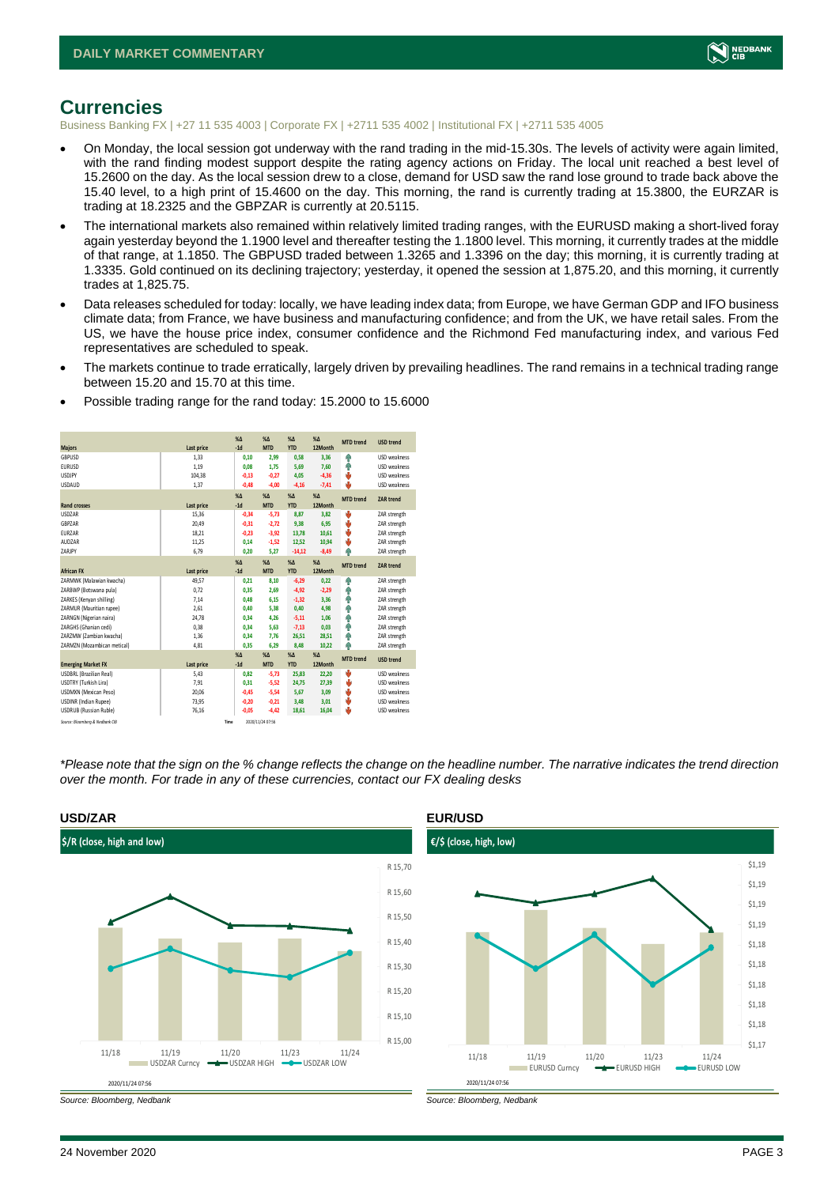# Currences

Business Banking FX | +27 11 535 4003 | Corporate FX | +2711 535 4002 | Institutional FX | +2711 535 4005

- On Monday, the local session got underway with the rand trading in the mid-15.30s. The levels of activity were again limited, with the rand finding modest support despite the rating agency actions on Friday. The local unit reached a best level of 15.2600 on the day. As the local session drew to a close, demand for USD saw the rand lose ground to trade back above the 15.40 level, to a high print of 15.4600 on the day. This morning, the rand is currently trading at 15.3800, the EURZAR is trading at 18.2325 and the GBPZAR is currently at 20.5115.
- The international markets also remained within relatively limited trading ranges, with the EURUSD making a short-lived foray again yesterday beyond the 1.1900 level and thereafter testing the 1.1800 level. This morning, it currently trades at the middle of that range, at 1.1850. The GBPUSD traded between 1.3265 and 1.3396 on the day; this morning, it is currently trading at 1.3335. Gold continued on its declining trajectory; yesterday, it opened the session at 1,875.20, and this morning, it currently trades at 1,825.75.
- Data releases scheduled for today: locally, we have leading index data; from Europe, we have German GDP and IFO business climate data; from France, we have business and manufacturing confidence; and from the UK, we have retail sales. From the US, we have the house price index, consumer confidence and the Richmond Fed manufacturing index, and various Fed representatives are scheduled to speak.
- The markets continue to trade erratically, largely driven by prevailing headlines. The rand remains in a technical trading range between 15.20 and 15.70 at this time.
- Possible trading range for the rand today: 15.2000 to 15.6000

| Majors | Last price | %Δ -1d | %Δ MTD | %Δ YTD | %Δ 12Month | MTD trend | USD trend |
|---|---|---|---|---|---|---|---|
| GBPUSD | 1,33 | 0,10 | 2,99 | 0,58 | 3,36 | ↑ | USD weakness |
| EURUSD | 1,19 | 0,08 | 1,75 | 5,69 | 7,60 | ↑ | USD weakness |
| USDJPY | 104,38 | -0,13 | -0,27 | 4,05 | -4,36 | ↓ | USD weakness |
| USDAUD | 1,37 | -0,48 | -4,00 | -4,16 | -7,41 | ↓ | USD weakness |
| **Rand crosses** | **Last price** | **%Δ -1d** | **%Δ MTD** | **%Δ YTD** | **%Δ 12Month** | **MTD trend** | **ZAR trend** |
| USDZAR | 15,36 | -0,34 | -5,73 | 8,87 | 3,82 | ↓ | ZAR strength |
| GBPZAR | 20,49 | -0,31 | -2,72 | 9,38 | 6,95 | ↓ | ZAR strength |
| EURZAR | 18,21 | -0,23 | -3,92 | 13,78 | 10,61 | ↓ | ZAR strength |
| AUDZAR | 11,25 | 0,14 | -1,52 | 12,52 | 10,94 | ↓ | ZAR strength |
| ZARJPY | 6,79 | 0,20 | 5,27 | -14,12 | -8,49 | ↑ | ZAR strength |
| **African FX** | **Last price** | **%Δ -1d** | **%Δ MTD** | **%Δ YTD** | **%Δ 12Month** | **MTD trend** | **ZAR trend** |
| ZARMWK (Malawian kwacha) | 49,57 | 0,21 | 8,10 | -6,29 | 0,22 | ↑ | ZAR strength |
| ZARBWP (Botswana pula) | 0,72 | 0,35 | 2,69 | -4,92 | -2,29 | ↑ | ZAR strength |
| ZARKES (Kenyan shilling) | 7,14 | 0,48 | 6,15 | -1,32 | 3,36 | ↑ | ZAR strength |
| ZARMUR (Mauritian rupee) | 2,61 | 0,40 | 5,38 | 0,40 | 4,98 | ↑ | ZAR strength |
| ZARNGN (Nigerian naira) | 24,78 | 0,34 | 4,26 | -5,11 | 1,06 | ↑ | ZAR strength |
| ZARGHS (Ghanian cedi) | 0,38 | 0,34 | 5,63 | -7,13 | 0,03 | ↑ | ZAR strength |
| ZARZMW (Zambian kwacha) | 1,36 | 0,34 | 7,76 | 26,51 | 28,51 | ↑ | ZAR strength |
| ZARMZN (Mozambican metical) | 4,81 | 0,35 | 6,29 | 8,48 | 10,22 | ↑ | ZAR strength |
| **Emerging Market FX** | **Last price** | **%Δ -1d** | **%Δ MTD** | **%Δ YTD** | **%Δ 12Month** | **MTD trend** | **USD trend** |
| USDBRL (Brazilian Real) | 5,43 | 0,82 | -5,73 | 25,83 | 22,20 | ↓ | USD weakness |
| USDTRY (Turkish Lira) | 7,91 | 0,31 | -5,52 | 24,75 | 27,39 | ↓ | USD weakness |
| USDMXN (Mexican Peso) | 20,06 | -0,45 | -5,54 | 5,67 | 3,09 | ↓ | USD weakness |
| USDINR (Indian Rupee) | 73,95 | -0,20 | -0,21 | 3,48 | 3,01 | ↓ | USD weakness |
| USDRUB (Russian Ruble) | 76,16 | -0,05 | -4,42 | 18,61 | 16,04 | ↓ | USD weakness |

Source: Bloomberg & Nedbank CIB Time 2020/11/24 07:56

*\*Please note that the sign on the % change reflects the change on the headline number. The narrative indicates the trend direction over the month. For trade in any of these currencies, contact our FX dealing desks*

### USD/ZAR

$/R (close, high and low)

Source: Bloomberg, Nedbank

### EUR/USD

€/$ (close, high, low)

Source: Bloomberg, Nedbank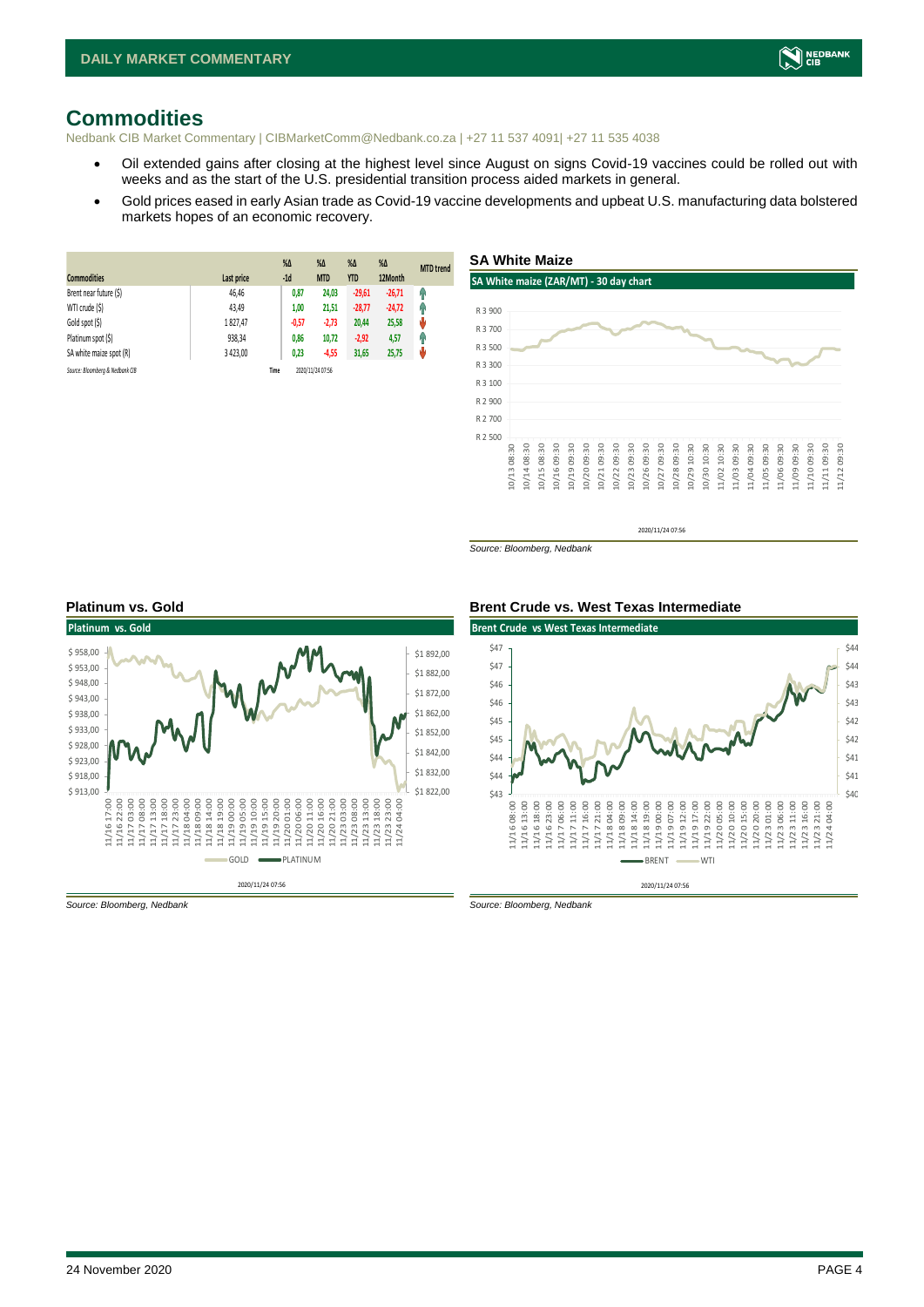# Commodities

Nedbank CIB Market Commentary | CIBMarketComm@Nedbank.co.za | +27 11 537 4091| +27 11 535 4038

- Oil extended gains after closing at the highest level since August on signs Covid-19 vaccines could be rolled out with weeks and as the start of the U.S. presidential transition process aided markets in general.
- Gold prices eased in early Asian trade as Covid-19 vaccine developments and upbeat U.S. manufacturing data bolstered markets hopes of an economic recovery.

| Commodities | Last price | %Δ -1d | %Δ MTD | %Δ YTD | %Δ 12Month | MTD trend |
|---|---|---|---|---|---|---|
| Brent near future ($) | 46,46 | 0,87 | 24,03 | -29,61 | -26,71 | ↑ |
| WTI crude ($) | 43,49 | 1,00 | 21,51 | -28,77 | -24,72 | ↑ |
| Gold spot ($) | 1 827,47 | -0,57 | -2,73 | 20,44 | 25,58 | ↓ |
| Platinum spot ($) | 938,34 | 0,86 | 10,72 | -2,92 | 4,57 | ↑ |
| SA white maize spot (R) | 3 423,00 | 0,23 | -4,55 | 31,65 | 25,75 | ↓ |

Source: Bloomberg & Nedbank CIB | Time | 2020/11/24 07:56

## SA White Maize

SA White maize (ZAR/MT) - 30 day chart

R 3 900
R 3 700
R 3 500
R 3 300
R 3 100
R 2 900
R 2 700
R 2 500

10/13 08:30, 10/14 08:30, 10/15 08:30, 10/16 09:30, 10/19 09:30, 10/20 09:30, 10/21 09:30, 10/22 09:30, 10/23 09:30, 10/26 09:30, 10/27 09:30, 10/28 09:30, 10/29 10:30, 10/30 10:30, 11/02 10:30, 11/03 09:30, 11/04 09:30, 11/05 09:30, 11/06 09:30, 11/09 09:30, 11/10 09:30, 11/11 09:30, 11/12 09:30

2020/11/24 07:56

*Source: Bloomberg, Nedbank*

## Platinum vs. Gold

Platinum vs. Gold

$ 958,00
$ 953,00
$ 948,00
$ 943,00
$ 938,00
$ 933,00
$ 928,00
$ 923,00
$ 918,00
$ 913,00

$1 892,00
$1 882,00
$1 872,00
$1 862,00
$1 852,00
$1 842,00
$1 832,00
$1 822,00

11/16 17:00, 11/16 22:00, 11/17 03:00, 11/17 08:00, 11/17 13:00, 11/17 18:00, 11/17 23:00, 11/18 04:00, 11/18 09:00, 11/18 14:00, 11/18 19:00, 11/19 00:00, 11/19 05:00, 11/19 10:00, 11/19 15:00, 11/19 20:00, 11/20 01:00, 11/20 06:00, 11/20 11:00, 11/20 16:00, 11/20 21:00, 11/23 03:00, 11/23 08:00, 11/23 13:00, 11/23 18:00, 11/23 23:00, 11/24 04:00

GOLD PLATINUM

2020/11/24 07:56

*Source: Bloomberg, Nedbank*

## Brent Crude vs. West Texas Intermediate

Brent Crude vs West Texas Intermediate

$47
$47
$46
$46
$45
$45
$44
$44
$43

$44
$44
$43
$43
$42
$42
$41
$41
$40

11/16 08:00, 11/16 13:00, 11/16 18:00, 11/16 23:00, 11/17 06:00, 11/17 11:00, 11/17 16:00, 11/17 21:00, 11/18 04:00, 11/18 09:00, 11/18 14:00, 11/18 19:00, 11/19 02:00, 11/19 07:00, 11/19 12:00, 11/19 17:00, 11/19 22:00, 11/20 05:00, 11/20 10:00, 11/20 15:00, 11/20 20:00, 11/23 01:00, 11/23 06:00, 11/23 11:00, 11/23 16:00, 11/23 21:00, 11/24 04:00

BRENT WTI

2020/11/24 07:56

*Source: Bloomberg, Nedbank*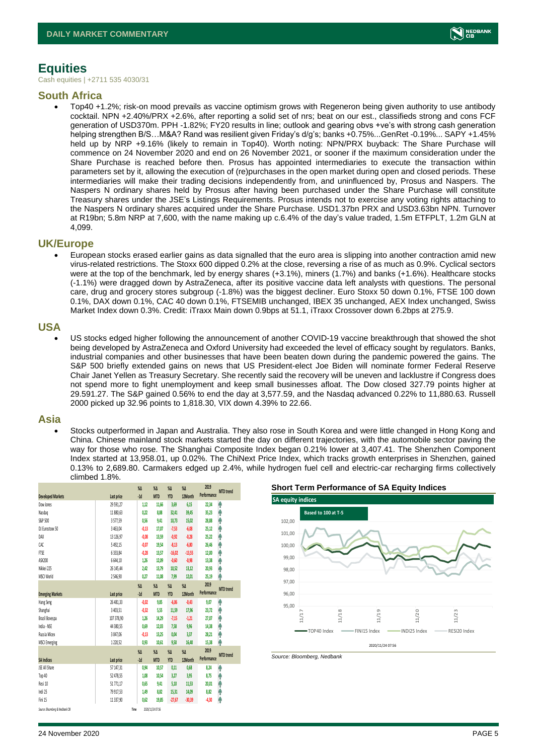# Equities

Cash equities | +2711 535 4030/31

## South Africa

- Top40 +1.2%; risk-on mood prevails as vaccine optimism grows with Regeneron being given authority to use antibody cocktail. NPN +2.40%/PRX +2.6%, after reporting a solid set of nrs; beat on our est., classifieds strong and cons FCF generation of USD370m. PPH -1.82%; FY20 results in line; outlook and gearing obvs +ve's with strong cash generation helping strengthen B/S…M&A? Rand was resilient given Friday's d/g's; banks +0.75%...GenRet -0.19%... SAPY +1.45% held up by NRP +9.16% (likely to remain in Top40). Worth noting: NPN/PRX buyback: The Share Purchase will commence on 24 November 2020 and end on 26 November 2021, or sooner if the maximum consideration under the Share Purchase is reached before then. Prosus has appointed intermediaries to execute the transaction within parameters set by it, allowing the execution of (re)purchases in the open market during open and closed periods. These intermediaries will make their trading decisions independently from, and uninfluenced by, Prosus and Naspers. The Naspers N ordinary shares held by Prosus after having been purchased under the Share Purchase will constitute Treasury shares under the JSE's Listings Requirements. Prosus intends not to exercise any voting rights attaching to the Naspers N ordinary shares acquired under the Share Purchase. USD1.37bn PRX and USD3.63bn NPN. Turnover at R19bn; 5.8m NRP at 7,600, with the name making up c.6.4% of the day's value traded, 1.5m ETFPLT, 1.2m GLN at 4,099.

## UK/Europe

- European stocks erased earlier gains as data signalled that the euro area is slipping into another contraction amid new virus-related restrictions. The Stoxx 600 dipped 0.2% at the close, reversing a rise of as much as 0.9%. Cyclical sectors were at the top of the benchmark, led by energy shares (+3.1%), miners (1.7%) and banks (+1.6%). Healthcare stocks (-1.1%) were dragged down by AstraZeneca, after its positive vaccine data left analysts with questions. The personal care, drug and grocery stores subgroup (-1.8%) was the biggest decliner. Euro Stoxx 50 down 0.1%, FTSE 100 down 0.1%, DAX down 0.1%, CAC 40 down 0.1%, FTSEMIB unchanged, IBEX 35 unchanged, AEX Index unchanged, Swiss Market Index down 0.3%. Credit: iTraxx Main down 0.9bps at 51.1, iTraxx Crossover down 6.2bps at 275.9.

## USA

- US stocks edged higher following the announcement of another COVID-19 vaccine breakthrough that showed the shot being developed by AstraZeneca and Oxford University had exceeded the level of efficacy sought by regulators. Banks, industrial companies and other businesses that have been beaten down during the pandemic powered the gains. The S&P 500 briefly extended gains on news that US President-elect Joe Biden will nominate former Federal Reserve Chair Janet Yellen as Treasury Secretary. She recently said the recovery will be uneven and lacklustre if Congress does not spend more to fight unemployment and keep small businesses afloat. The Dow closed 327.79 points higher at 29.591.27. The S&P gained 0.56% to end the day at 3,577.59, and the Nasdaq advanced 0.22% to 11,880.63. Russell 2000 picked up 32.96 points to 1,818.30, VIX down 4.39% to 22.66.

## Asia

- Stocks outperformed in Japan and Australia. They also rose in South Korea and were little changed in Hong Kong and China. Chinese mainland stock markets started the day on different trajectories, with the automobile sector paving the way for those who rose. The Shanghai Composite Index began 0.21% lower at 3,407.41. The Shenzhen Component Index started at 13,958.01, up 0.02%. The ChiNext Price Index, which tracks growth enterprises in Shenzhen, gained 0.13% to 2,689.80. Carmakers edged up 2.4%, while hydrogen fuel cell and electric-car recharging firms collectively climbed 1.8%.

| Developed Markets | Last price | %Δ -1d | %Δ MTD | %Δ YTD | %Δ 12Month | 2019 Performance | MTD trend |
|---|---|---|---|---|---|---|---|
| Dow Jones | 29 591,27 | 1,12 | 11,66 | 3,69 | 6,15 | 22,34 | ↑ |
| Nasdaq | 11 880,63 | 0,22 | 8,88 | 32,41 | 39,45 | 35,23 | ↑ |
| S&P 500 | 3 577,59 | 0,56 | 9,41 | 10,73 | 15,02 | 28,88 | ↑ |
| DJ Eurostoxx 50 | 3 463,04 | -0,13 | 17,07 | -7,53 | -6,08 | 25,12 | ↑ |
| DAX | 13 126,97 | -0,08 | 13,59 | -0,92 | -0,28 | 25,22 | ↑ |
| CAC | 5 492,15 | -0,07 | 19,54 | -8,13 | -6,80 | 26,46 | ↑ |
| FTSE | 6 333,84 | -0,28 | 13,57 | -16,02 | -13,55 | 12,00 | ↑ |
| ASX200 | 6 644,10 | 1,26 | 12,09 | -0,60 | -0,98 | 13,38 | ↑ |
| Nikkei 225 | 26 165,44 | 2,42 | 13,79 | 10,52 | 13,12 | 20,93 | ↑ |
| MSCI World | 2 546,90 | 0,27 | 11,08 | 7,99 | 12,01 | 25,19 | ↑ |
| **Emerging Markets** | **Last price** | **%Δ -1d** | **%Δ MTD** | **%Δ YTD** | **%Δ 12Month** | **2019 Performance** | **MTD trend** |
| Hang Seng | 26 481,33 | -0,02 | 9,85 | -6,06 | -0,43 | 9,07 | ↑ |
| Shanghai | 3 403,51 | -0,32 | 5,55 | 11,59 | 17,96 | 23,72 | ↑ |
| Brazil Bovespa | 107 378,90 | 1,26 | 14,29 | -7,15 | -1,21 | 27,07 | ↑ |
| India - NSE | 44 380,55 | 0,69 | 12,03 | 7,58 | 9,96 | 14,38 | ↑ |
| Russia Micex | 3 047,06 | -0,13 | 13,25 | 0,04 | 3,37 | 28,21 | ↑ |
| MSCI Emerging | 1 220,52 | 0,93 | 10,61 | 9,50 | 16,40 | 15,38 | ↑ |
| **SA Indices** | **Last price** | **%Δ -1d** | **%Δ MTD** | **%Δ YTD** | **%Δ 12Month** | **2019 Performance** | **MTD trend** |
| JSE All Share | 57 147,31 | 0,94 | 10,57 | 0,11 | 0,68 | 8,24 | ↑ |
| Top 40 | 52 478,55 | 1,08 | 10,54 | 3,27 | 3,95 | 8,75 | ↑ |
| Resi 10 | 51 771,17 | 0,65 | 9,41 | 5,10 | 11,53 | 20,01 | ↑ |
| Indi 25 | 79 917,53 | 1,49 | 8,82 | 15,31 | 14,09 | 8,82 | ↑ |
| Fini 15 | 11 337,90 | 0,62 | 19,85 | -27,67 | -30,39 | -4,30 | ↑ |

Source: Bloomberg & Nedbank CIB    Time 2020/11/24 07:56

**Short Term Performance of SA Equity Indices**

SA equity indices — Based to 100 at T-5 (TOP40 Index, FINI15 Index, INDI25 Index, RESI20 Index), 2020/11/24 07:56

*Source: Bloomberg, Nedbank*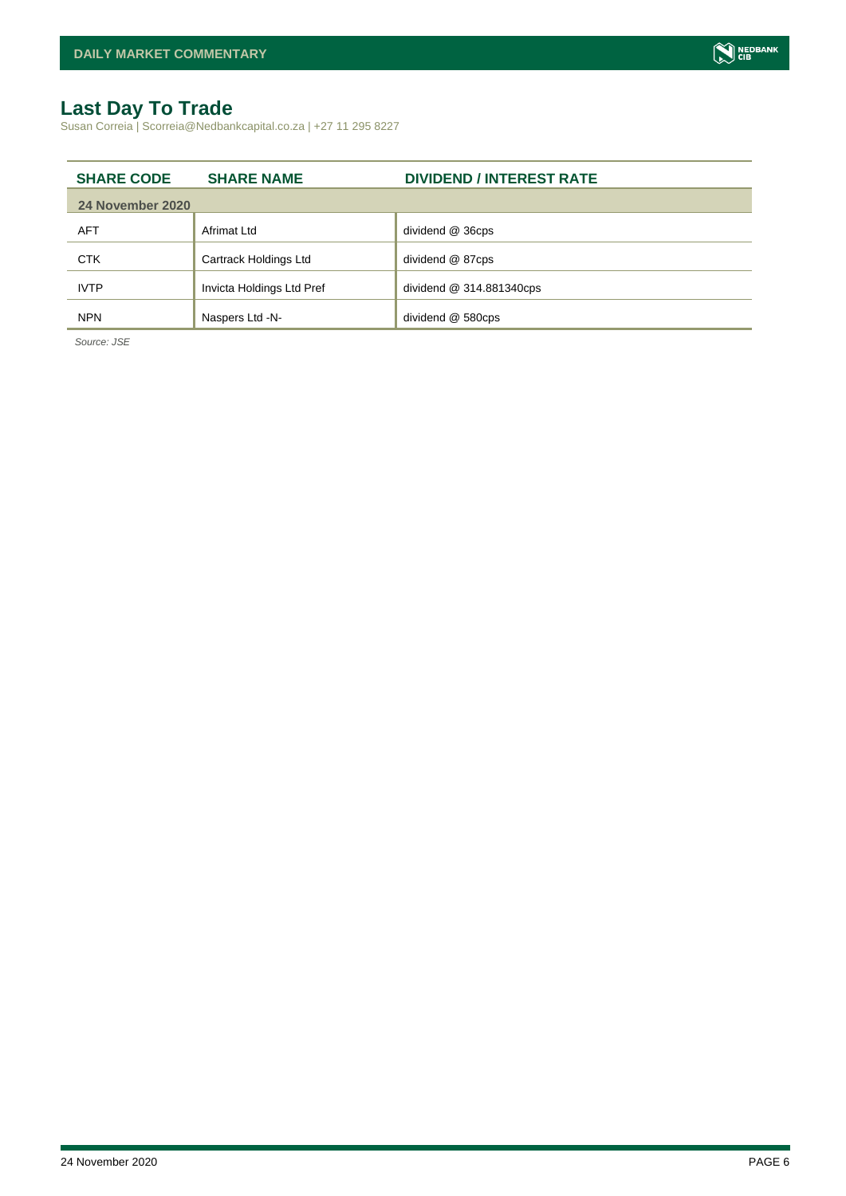## Last Day To Trade

Susan Correia | Scorreia@Nedbankcapital.co.za | +27 11 295 8227

| SHARE CODE | SHARE NAME | DIVIDEND / INTEREST RATE |
|---|---|---|
| **24 November 2020** | | |
| AFT | Afrimat Ltd | dividend @ 36cps |
| CTK | Cartrack Holdings Ltd | dividend @ 87cps |
| IVTP | Invicta Holdings Ltd Pref | dividend @ 314.881340cps |
| NPN | Naspers Ltd -N- | dividend @ 580cps |

*Source: JSE*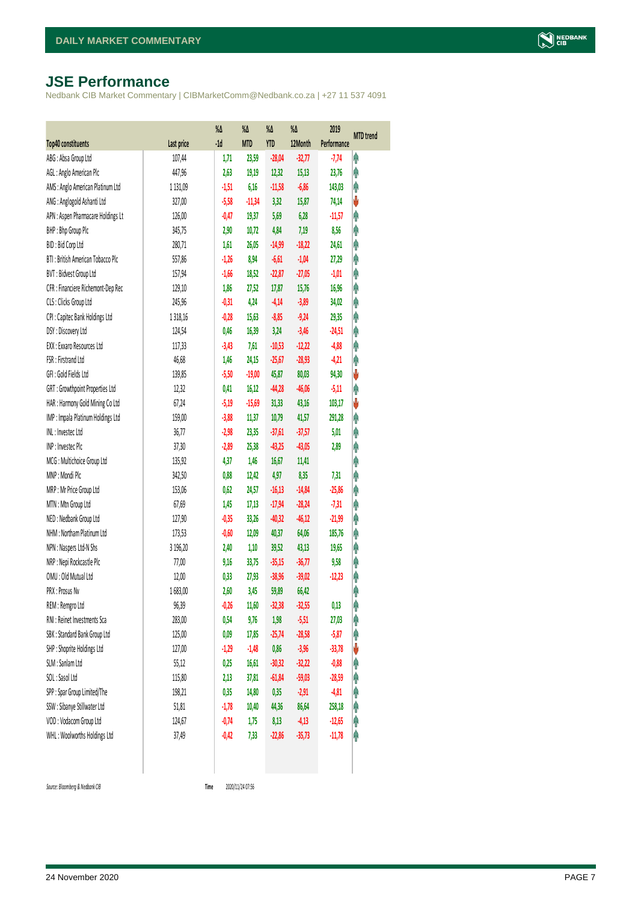# JSE Performance

Nedbank CIB Market Commentary | CIBMarketComm@Nedbank.co.za | +27 11 537 4091

| Top40 constituents | Last price | %Δ -1d | %Δ MTD | %Δ YTD | %Δ 12Month | 2019 Performance | MTD trend |
|---|---|---|---|---|---|---|---|
| ABG : Absa Group Ltd | 107,44 | 1,71 | 23,59 | -28,04 | -32,77 | -7,74 | ↑ |
| AGL : Anglo American Plc | 447,96 | 2,63 | 19,19 | 12,32 | 15,13 | 23,76 | ↑ |
| AMS : Anglo American Platinum Ltd | 1 131,09 | -1,51 | 6,16 | -11,58 | -6,86 | 143,03 | ↑ |
| ANG : Anglogold Ashanti Ltd | 327,00 | -5,58 | -11,34 | 3,32 | 15,87 | 74,14 | ↓ |
| APN : Aspen Pharmacare Holdings Lt | 126,00 | -0,47 | 19,37 | 5,69 | 6,28 | -11,57 | ↑ |
| BHP : Bhp Group Plc | 345,75 | 2,90 | 10,72 | 4,84 | 7,19 | 8,56 | ↑ |
| BID : Bid Corp Ltd | 280,71 | 1,61 | 26,05 | -14,99 | -18,22 | 24,61 | ↑ |
| BTI : British American Tobacco Plc | 557,86 | -1,26 | 8,94 | -6,61 | -1,04 | 27,29 | ↑ |
| BVT : Bidvest Group Ltd | 157,94 | -1,66 | 18,52 | -22,87 | -27,05 | -1,01 | ↑ |
| CFR : Financiere Richemont-Dep Rec | 129,10 | 1,86 | 27,52 | 17,87 | 15,76 | 16,96 | ↑ |
| CLS : Clicks Group Ltd | 245,96 | -0,31 | 4,24 | -4,14 | -3,89 | 34,02 | ↑ |
| CPI : Capitec Bank Holdings Ltd | 1 318,16 | -0,28 | 15,63 | -8,85 | -9,24 | 29,35 | ↑ |
| DSY : Discovery Ltd | 124,54 | 0,46 | 16,39 | 3,24 | -3,46 | -24,51 | ↑ |
| EXX : Exxaro Resources Ltd | 117,33 | -3,43 | 7,61 | -10,53 | -12,22 | -4,88 | ↑ |
| FSR : Firstrand Ltd | 46,68 | 1,46 | 24,15 | -25,67 | -28,93 | -4,21 | ↑ |
| GFI : Gold Fields Ltd | 139,85 | -5,50 | -19,00 | 45,87 | 80,03 | 94,30 | ↓ |
| GRT : Growthpoint Properties Ltd | 12,32 | 0,41 | 16,12 | -44,28 | -46,06 | -5,11 | ↑ |
| HAR : Harmony Gold Mining Co Ltd | 67,24 | -5,19 | -15,69 | 31,33 | 43,16 | 103,17 | ↓ |
| IMP : Impala Platinum Holdings Ltd | 159,00 | -3,88 | 11,37 | 10,79 | 41,57 | 291,28 | ↑ |
| INL : Investec Ltd | 36,77 | -2,98 | 23,35 | -37,61 | -37,57 | 5,01 | ↑ |
| INP : Investec Plc | 37,30 | -2,89 | 25,38 | -43,25 | -43,05 | 2,89 | ↑ |
| MCG : Multichoice Group Ltd | 135,92 | 4,37 | 1,46 | 16,67 | 11,41 | | ↑ |
| MNP : Mondi Plc | 342,50 | 0,88 | 12,42 | 4,97 | 8,35 | 7,31 | ↑ |
| MRP : Mr Price Group Ltd | 153,06 | 0,62 | 24,57 | -16,13 | -14,84 | -25,86 | ↑ |
| MTN : Mtn Group Ltd | 67,69 | 1,45 | 17,13 | -17,94 | -28,24 | -7,31 | ↑ |
| NED : Nedbank Group Ltd | 127,90 | -0,35 | 33,26 | -40,32 | -46,12 | -21,99 | ↑ |
| NHM : Northam Platinum Ltd | 173,53 | -0,60 | 12,09 | 40,37 | 64,06 | 185,76 | ↑ |
| NPN : Naspers Ltd-N Shs | 3 196,20 | 2,40 | 1,10 | 39,52 | 43,13 | 19,65 | ↑ |
| NRP : Nepi Rockcastle Plc | 77,00 | 9,16 | 33,75 | -35,15 | -36,77 | 9,58 | ↑ |
| OMU : Old Mutual Ltd | 12,00 | 0,33 | 27,93 | -38,96 | -39,02 | -12,23 | ↑ |
| PRX : Prosus Nv | 1 683,00 | 2,60 | 3,45 | 59,89 | 66,42 | | ↑ |
| REM : Remgro Ltd | 96,39 | -0,26 | 11,60 | -32,38 | -32,55 | 0,13 | ↑ |
| RNI : Reinet Investments Sca | 283,00 | 0,54 | 9,76 | 1,98 | -5,51 | 27,03 | ↑ |
| SBK : Standard Bank Group Ltd | 125,00 | 0,09 | 17,85 | -25,74 | -28,58 | -5,87 | ↑ |
| SHP : Shoprite Holdings Ltd | 127,00 | -1,29 | -1,48 | 0,86 | -3,96 | -33,78 | ↓ |
| SLM : Sanlam Ltd | 55,12 | 0,25 | 16,61 | -30,32 | -32,22 | -0,88 | ↑ |
| SOL : Sasol Ltd | 115,80 | 2,13 | 37,81 | -61,84 | -59,03 | -28,59 | ↑ |
| SPP : Spar Group Limited/The | 198,21 | 0,35 | 14,80 | 0,35 | -2,91 | -4,81 | ↑ |
| SSW : Sibanye Stillwater Ltd | 51,81 | -1,78 | 10,40 | 44,36 | 86,64 | 258,18 | ↑ |
| VOD : Vodacom Group Ltd | 124,67 | -0,74 | 1,75 | 8,13 | -4,13 | -12,65 | ↑ |
| WHL : Woolworths Holdings Ltd | 37,49 | -0,42 | 7,33 | -22,86 | -35,73 | -11,78 | ↑ |

*Source: Bloomberg & Nedbank CIB* Time 2020/11/24 07:56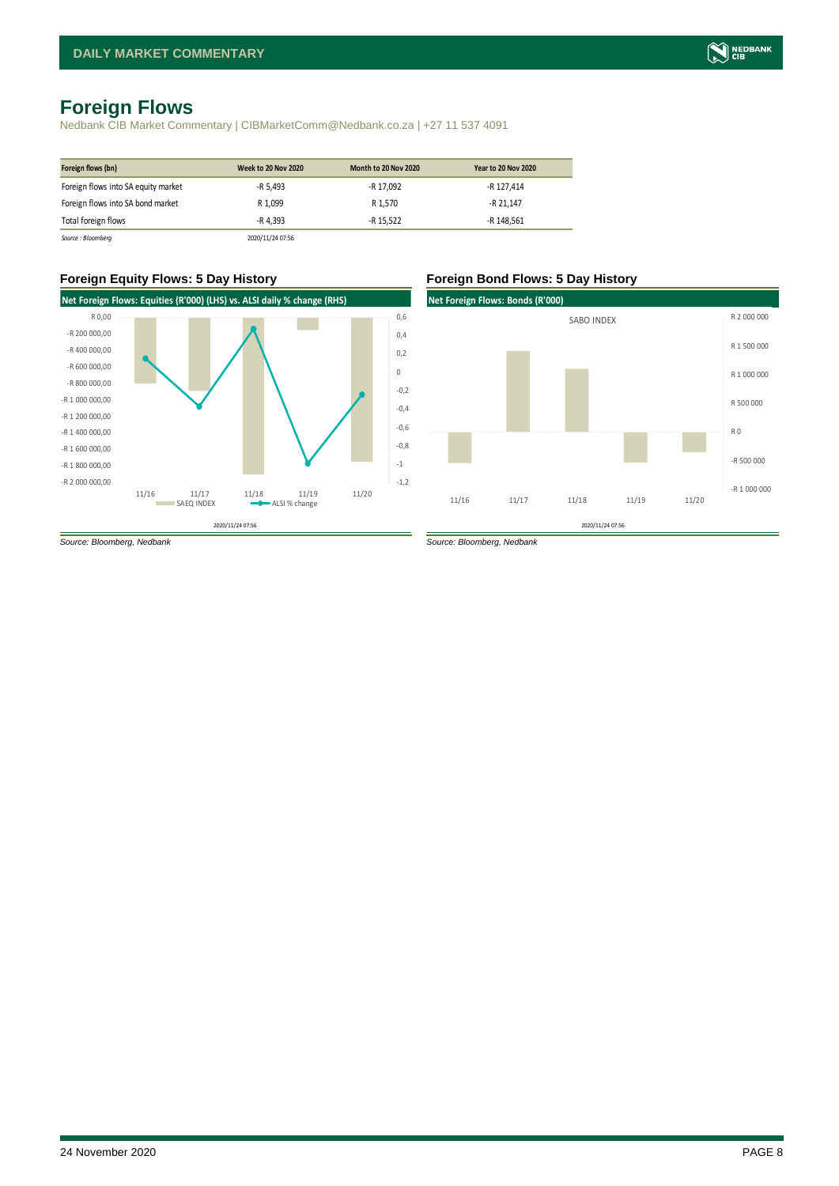# Foreign Flows

Nedbank CIB Market Commentary | CIBMarketComm@Nedbank.co.za | +27 11 537 4091

| Foreign flows (bn) | Week to 20 Nov 2020 | Month to 20 Nov 2020 | Year to 20 Nov 2020 |
|---|---|---|---|
| Foreign flows into SA equity market | -R 5,493 | -R 17,092 | -R 127,414 |
| Foreign flows into SA bond market | R 1,099 | R 1,570 | -R 21,147 |
| Total foreign flows | -R 4,393 | -R 15,522 | -R 148,561 |

*Source : Bloomberg* 2020/11/24 07:56

### Foreign Equity Flows: 5 Day History

Net Foreign Flows: Equities (R'000) (LHS) vs. ALSI daily % change (RHS)

R 0,00
-R 200 000,00
-R 400 000,00
-R 600 000,00
-R 800 000,00
-R 1 000 000,00
-R 1 200 000,00
-R 1 400 000,00
-R 1 600 000,00
-R 1 800 000,00
-R 2 000 000,00

0,6
0,4
0,2
0
-0,2
-0,4
-0,6
-0,8
-1
-1,2

11/16 11/17 11/18 11/19 11/20

SAEQ INDEX — ALSI % change

2020/11/24 07:56

*Source: Bloomberg, Nedbank*

### Foreign Bond Flows: 5 Day History

Net Foreign Flows: Bonds (R'000)

SABO INDEX

R 2 000 000
R 1 500 000
R 1 000 000
R 500 000
R 0
-R 500 000
-R 1 000 000

11/16 11/17 11/18 11/19 11/20

2020/11/24 07:56

*Source: Bloomberg, Nedbank*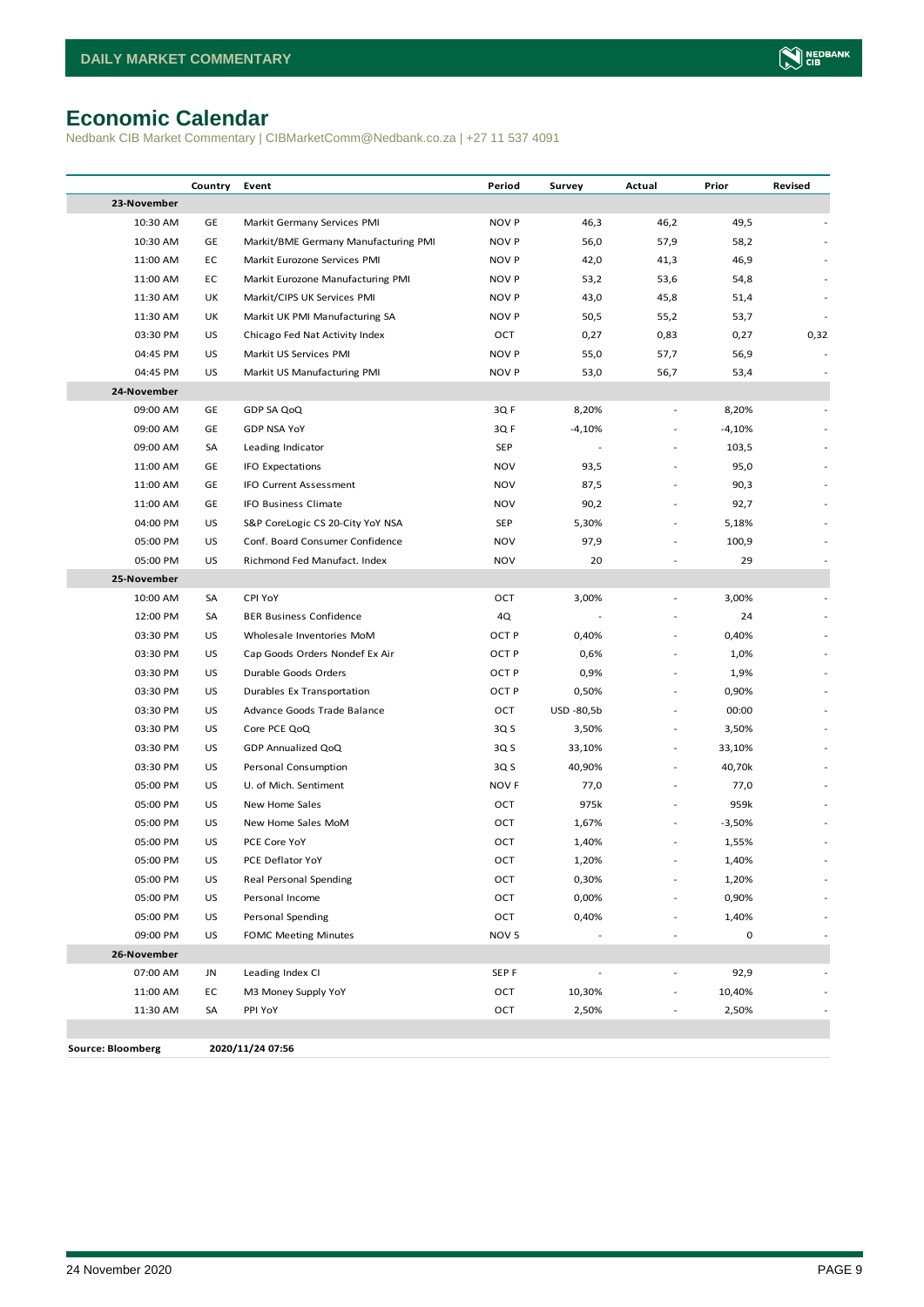# Economic Calendar

Nedbank CIB Market Commentary | CIBMarketComm@Nedbank.co.za | +27 11 537 4091

| | Country | Event | Period | Survey | Actual | Prior | Revised |
|---|---|---|---|---|---|---|---|
| **23-November** | | | | | | | |
| 10:30 AM | GE | Markit Germany Services PMI | NOV P | 46,3 | 46,2 | 49,5 | - |
| 10:30 AM | GE | Markit/BME Germany Manufacturing PMI | NOV P | 56,0 | 57,9 | 58,2 | - |
| 11:00 AM | EC | Markit Eurozone Services PMI | NOV P | 42,0 | 41,3 | 46,9 | - |
| 11:00 AM | EC | Markit Eurozone Manufacturing PMI | NOV P | 53,2 | 53,6 | 54,8 | - |
| 11:30 AM | UK | Markit/CIPS UK Services PMI | NOV P | 43,0 | 45,8 | 51,4 | - |
| 11:30 AM | UK | Markit UK PMI Manufacturing SA | NOV P | 50,5 | 55,2 | 53,7 | - |
| 03:30 PM | US | Chicago Fed Nat Activity Index | OCT | 0,27 | 0,83 | 0,27 | 0,32 |
| 04:45 PM | US | Markit US Services PMI | NOV P | 55,0 | 57,7 | 56,9 | - |
| 04:45 PM | US | Markit US Manufacturing PMI | NOV P | 53,0 | 56,7 | 53,4 | - |
| **24-November** | | | | | | | |
| 09:00 AM | GE | GDP SA QoQ | 3Q F | 8,20% | - | 8,20% | - |
| 09:00 AM | GE | GDP NSA YoY | 3Q F | -4,10% | - | -4,10% | - |
| 09:00 AM | SA | Leading Indicator | SEP | - | - | 103,5 | - |
| 11:00 AM | GE | IFO Expectations | NOV | 93,5 | - | 95,0 | - |
| 11:00 AM | GE | IFO Current Assessment | NOV | 87,5 | - | 90,3 | - |
| 11:00 AM | GE | IFO Business Climate | NOV | 90,2 | - | 92,7 | - |
| 04:00 PM | US | S&P CoreLogic CS 20-City YoY NSA | SEP | 5,30% | - | 5,18% | - |
| 05:00 PM | US | Conf. Board Consumer Confidence | NOV | 97,9 | - | 100,9 | - |
| 05:00 PM | US | Richmond Fed Manufact. Index | NOV | 20 | - | 29 | - |
| **25-November** | | | | | | | |
| 10:00 AM | SA | CPI YoY | OCT | 3,00% | - | 3,00% | - |
| 12:00 PM | SA | BER Business Confidence | 4Q | - | - | 24 | - |
| 03:30 PM | US | Wholesale Inventories MoM | OCT P | 0,40% | - | 0,40% | - |
| 03:30 PM | US | Cap Goods Orders Nondef Ex Air | OCT P | 0,6% | - | 1,0% | - |
| 03:30 PM | US | Durable Goods Orders | OCT P | 0,9% | - | 1,9% | - |
| 03:30 PM | US | Durables Ex Transportation | OCT P | 0,50% | - | 0,90% | - |
| 03:30 PM | US | Advance Goods Trade Balance | OCT | USD -80,5b | - | 00:00 | - |
| 03:30 PM | US | Core PCE QoQ | 3Q S | 3,50% | - | 3,50% | - |
| 03:30 PM | US | GDP Annualized QoQ | 3Q S | 33,10% | - | 33,10% | - |
| 03:30 PM | US | Personal Consumption | 3Q S | 40,90% | - | 40,70k | - |
| 05:00 PM | US | U. of Mich. Sentiment | NOV F | 77,0 | - | 77,0 | - |
| 05:00 PM | US | New Home Sales | OCT | 975k | - | 959k | - |
| 05:00 PM | US | New Home Sales MoM | OCT | 1,67% | - | -3,50% | - |
| 05:00 PM | US | PCE Core YoY | OCT | 1,40% | - | 1,55% | - |
| 05:00 PM | US | PCE Deflator YoY | OCT | 1,20% | - | 1,40% | - |
| 05:00 PM | US | Real Personal Spending | OCT | 0,30% | - | 1,20% | - |
| 05:00 PM | US | Personal Income | OCT | 0,00% | - | 0,90% | - |
| 05:00 PM | US | Personal Spending | OCT | 0,40% | - | 1,40% | - |
| 09:00 PM | US | FOMC Meeting Minutes | NOV 5 | - | - | 0 | - |
| **26-November** | | | | | | | |
| 07:00 AM | JN | Leading Index CI | SEP F | - | - | 92,9 | - |
| 11:00 AM | EC | M3 Money Supply YoY | OCT | 10,30% | - | 10,40% | - |
| 11:30 AM | SA | PPI YoY | OCT | 2,50% | - | 2,50% | - |

**Source: Bloomberg** **2020/11/24 07:56**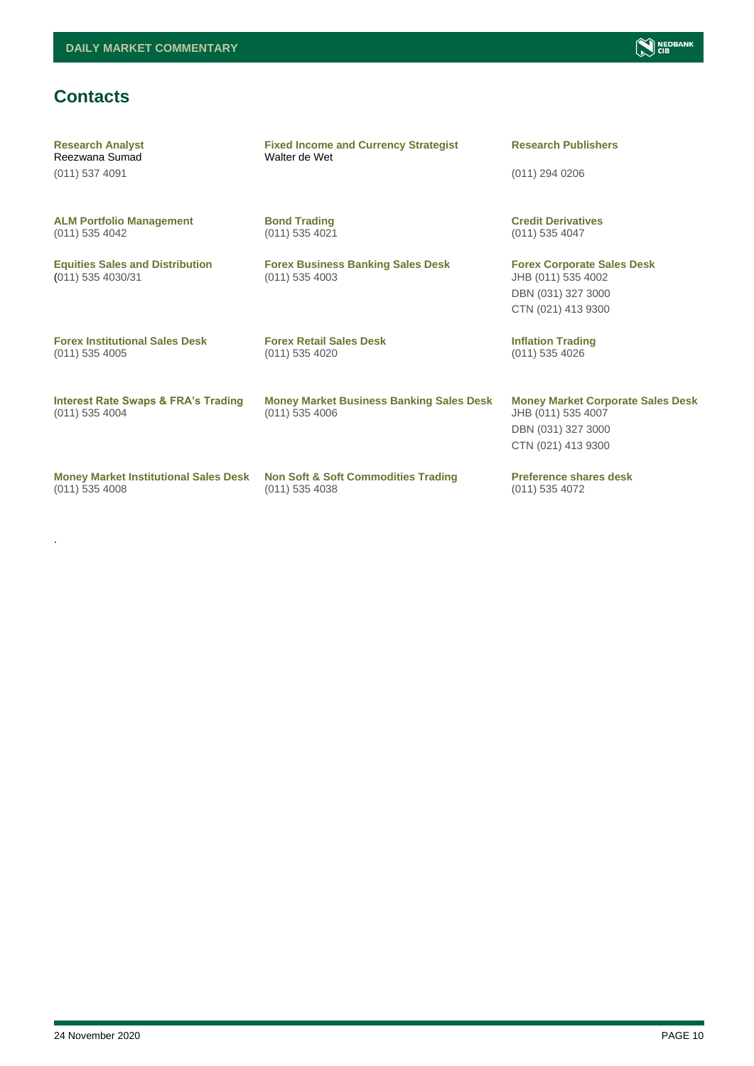## Contacts

**Research Analyst**
Reezwana Sumad
(011) 537 4091

**Fixed Income and Currency Strategist**
Walter de Wet

**Research Publishers**
(011) 294 0206

**ALM Portfolio Management**
(011) 535 4042

**Bond Trading**
(011) 535 4021

**Credit Derivatives**
(011) 535 4047

**Equities Sales and Distribution**
(011) 535 4030/31

**Forex Business Banking Sales Desk**
(011) 535 4003

**Forex Corporate Sales Desk**
JHB (011) 535 4002
DBN (031) 327 3000
CTN (021) 413 9300

**Forex Institutional Sales Desk**
(011) 535 4005

**Forex Retail Sales Desk**
(011) 535 4020

**Inflation Trading**
(011) 535 4026

**Interest Rate Swaps & FRA's Trading**
(011) 535 4004

**Money Market Business Banking Sales Desk**
(011) 535 4006

**Money Market Corporate Sales Desk**
JHB (011) 535 4007
DBN (031) 327 3000
CTN (021) 413 9300

**Money Market Institutional Sales Desk**
(011) 535 4008

**Non Soft & Soft Commodities Trading**
(011) 535 4038

**Preference shares desk**
(011) 535 4072

.